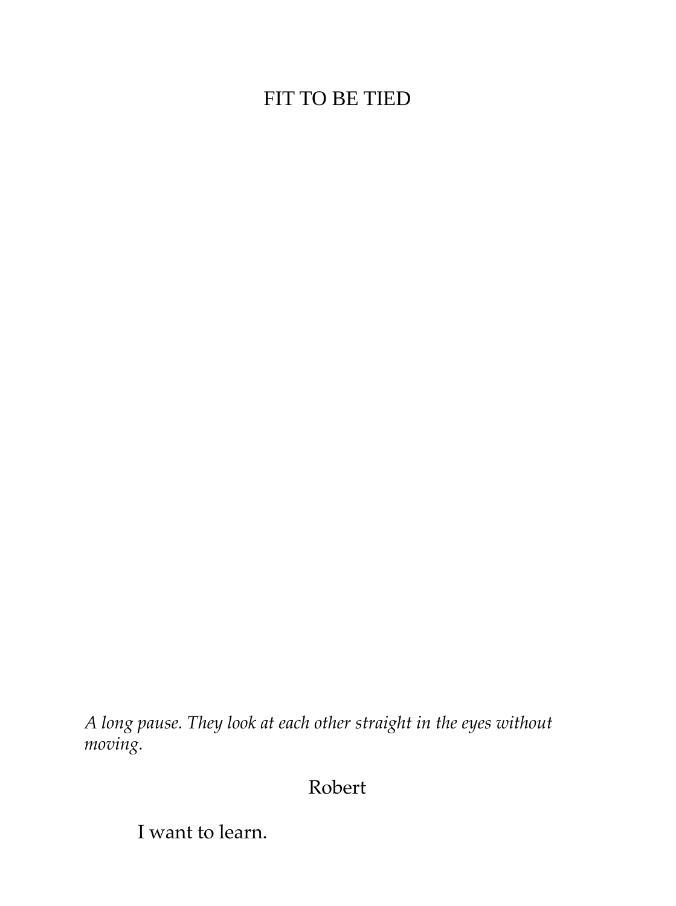# FIT TO BE TIED

*A long pause. They look at each other straight in the eyes without moving.*

Robert

I want to learn.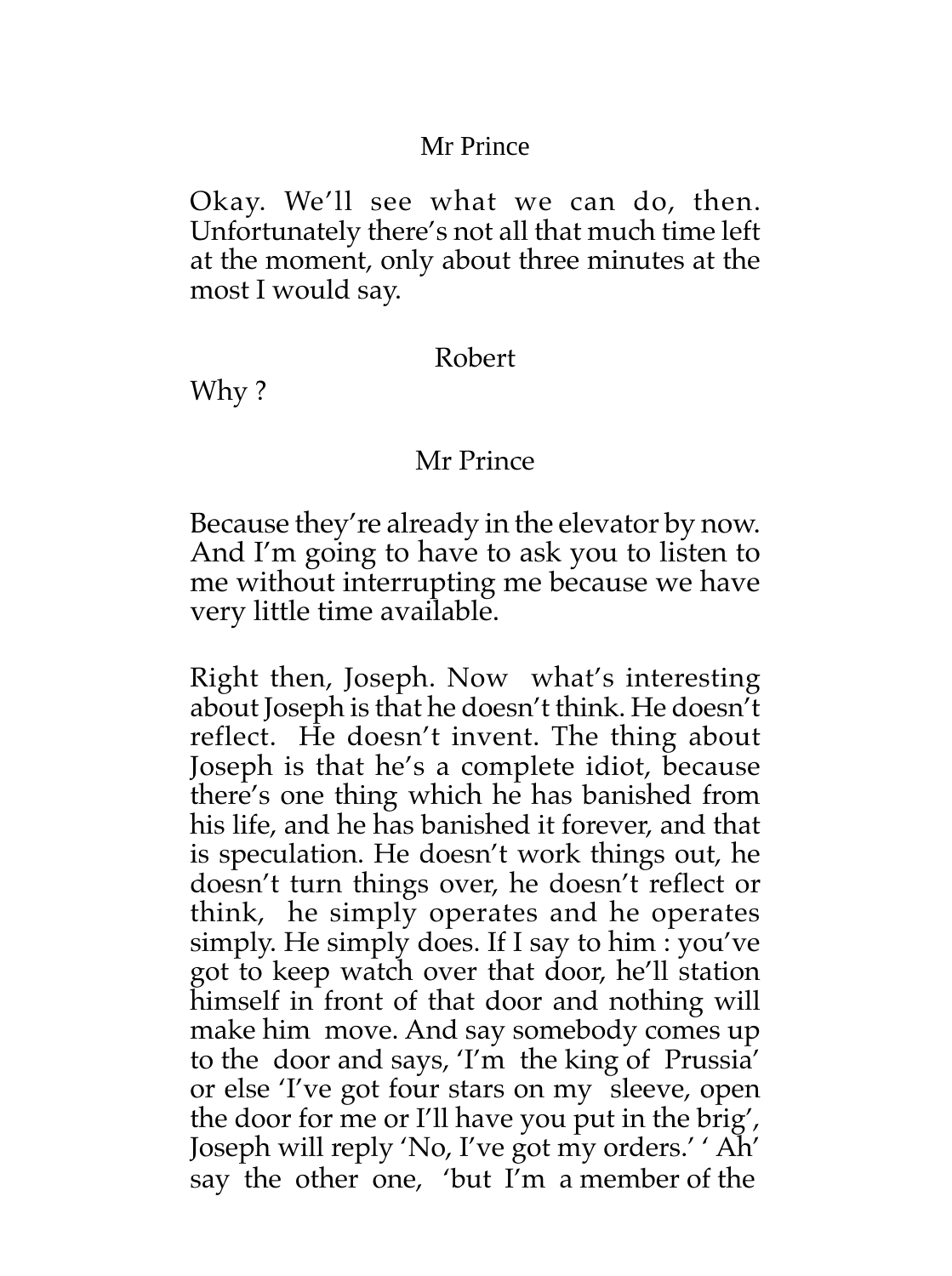Mr Prince

Okay. We'll see what we can do, then. Unfortunately there's not all that much time left at the moment, only about three minutes at the most I would say.

Robert

Why ?

Mr Prince

Because they're already in the elevator by now. And I'm going to have to ask you to listen to me without interrupting me because we have very little time available.

Right then, Joseph. Now what's interesting about Joseph is that he doesn't think. He doesn't reflect. He doesn't invent. The thing about Joseph is that he's a complete idiot, because there's one thing which he has banished from his life, and he has banished it forever, and that is speculation. He doesn't work things out, he doesn't turn things over, he doesn't reflect or think, he simply operates and he operates simply. He simply does. If I say to him : you've got to keep watch over that door, he'll station himself in front of that door and nothing will make him move. And say somebody comes up to the door and says, 'I'm the king of Prussia' or else 'I've got four stars on my sleeve, open the door for me or I'll have you put in the brig', Joseph will reply 'No, I've got my orders.' ' Ah' say the other one, 'but I'm a member of the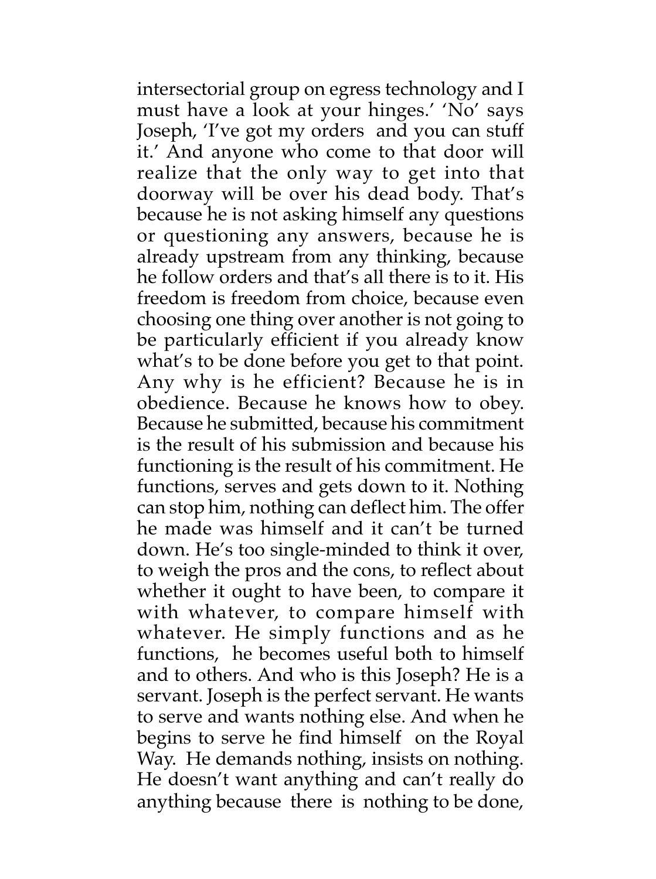intersectorial group on egress technology and I must have a look at your hinges.' 'No' says Joseph, 'I've got my orders and you can stuff it.' And anyone who come to that door will realize that the only way to get into that doorway will be over his dead body. That's because he is not asking himself any questions or questioning any answers, because he is already upstream from any thinking, because he follow orders and that's all there is to it. His freedom is freedom from choice, because even choosing one thing over another is not going to be particularly efficient if you already know what's to be done before you get to that point. Any why is he efficient? Because he is in obedience. Because he knows how to obey. Because he submitted, because his commitment is the result of his submission and because his functioning is the result of his commitment. He functions, serves and gets down to it. Nothing can stop him, nothing can deflect him. The offer he made was himself and it can't be turned down. He's too single-minded to think it over, to weigh the pros and the cons, to reflect about whether it ought to have been, to compare it with whatever, to compare himself with whatever. He simply functions and as he functions, he becomes useful both to himself and to others. And who is this Joseph? He is a servant. Joseph is the perfect servant. He wants to serve and wants nothing else. And when he begins to serve he find himself on the Royal Way. He demands nothing, insists on nothing. He doesn't want anything and can't really do anything because there is nothing to be done,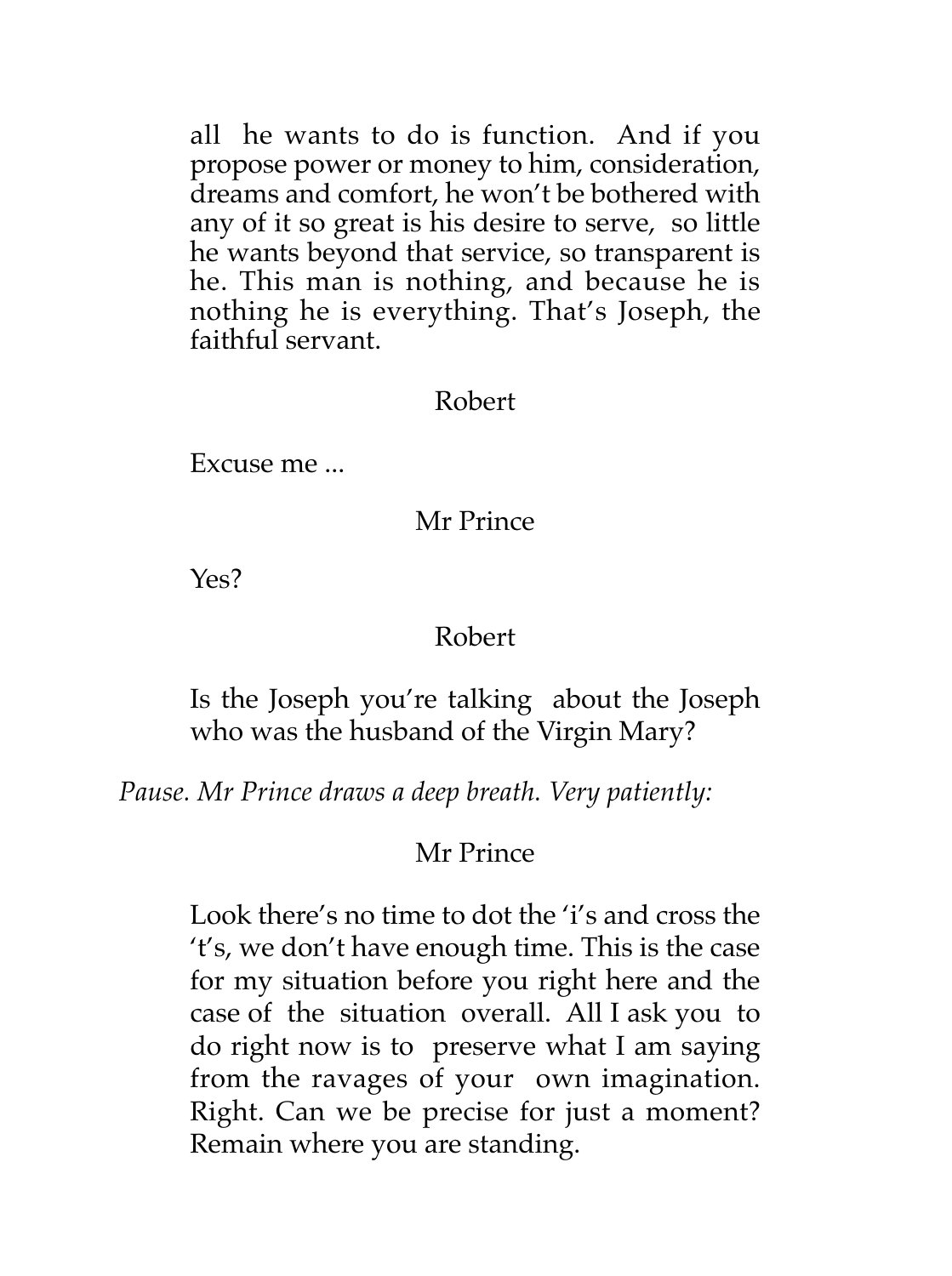all he wants to do is function. And if you propose power or money to him, consideration, dreams and comfort, he won't be bothered with any of it so great is his desire to serve, so little he wants beyond that service, so transparent is he. This man is nothing, and because he is nothing he is everything. That's Joseph, the faithful servant.

Robert

Excuse me ...

Mr Prince

Yes?

Robert

Is the Joseph you're talking about the Joseph who was the husband of the Virgin Mary?

*Pause. Mr Prince draws a deep breath. Very patiently:*

Mr Prince

Look there's no time to dot the 'i's and cross the 't's, we don't have enough time. This is the case for my situation before you right here and the case of the situation overall. All I ask you to do right now is to preserve what I am saying from the ravages of your own imagination. Right. Can we be precise for just a moment? Remain where you are standing.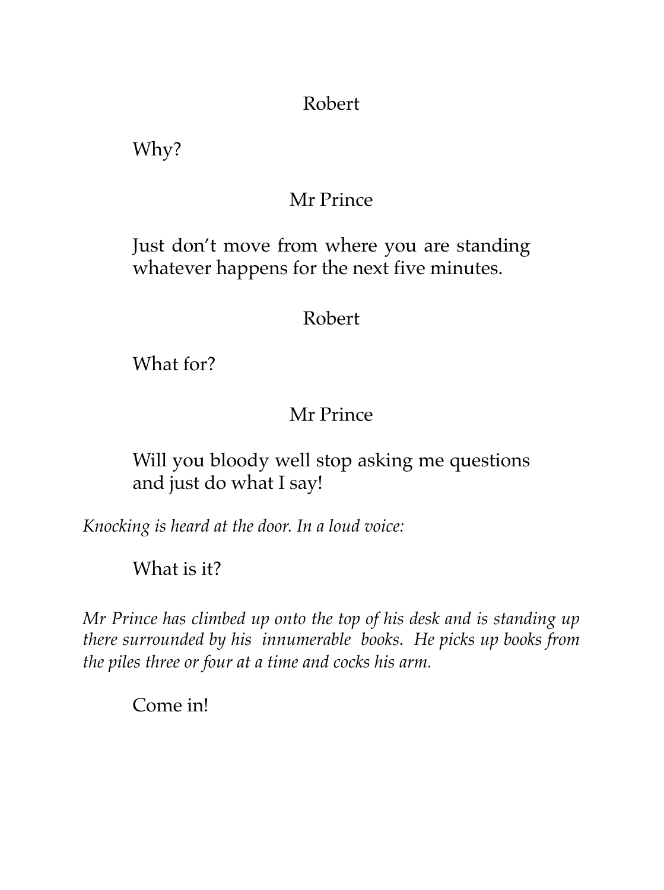Robert

Why?

Mr Prince

Just don't move from where you are standing whatever happens for the next five minutes.

Robert

What for?

Mr Prince

Will you bloody well stop asking me questions and just do what I say!

*Knocking is heard at the door. In a loud voice:*

What is it?

*Mr Prince has climbed up onto the top of his desk and is standing up there surrounded by his innumerable books. He picks up books from the piles three or four at a time and cocks his arm.*

Come in!